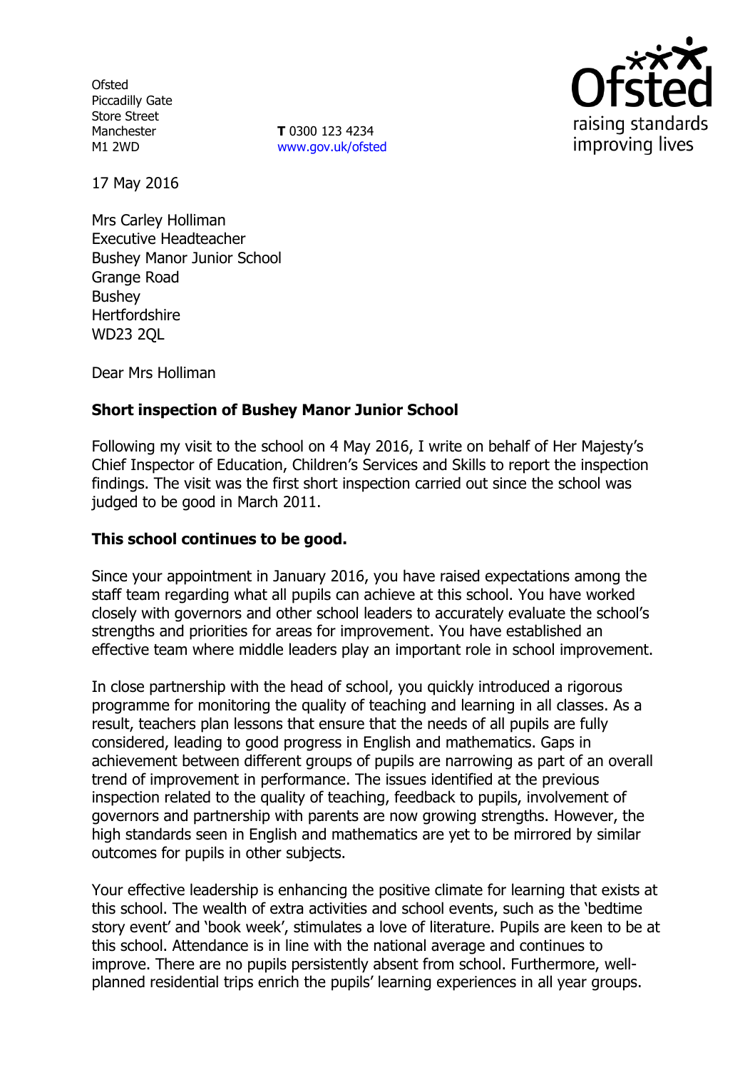Ofsted
Piccadilly Gate
Store Street
Manchester
M1 2WD

**T** 0300 123 4234
www.gov.uk/ofsted

17 May 2016

Mrs Carley Holliman
Executive Headteacher
Bushey Manor Junior School
Grange Road
Bushey
Hertfordshire
WD23 2QL

Dear Mrs Holliman

**Short inspection of Bushey Manor Junior School**

Following my visit to the school on 4 May 2016, I write on behalf of Her Majesty's Chief Inspector of Education, Children's Services and Skills to report the inspection findings. The visit was the first short inspection carried out since the school was judged to be good in March 2011.

**This school continues to be good.**

Since your appointment in January 2016, you have raised expectations among the staff team regarding what all pupils can achieve at this school. You have worked closely with governors and other school leaders to accurately evaluate the school's strengths and priorities for areas for improvement. You have established an effective team where middle leaders play an important role in school improvement.

In close partnership with the head of school, you quickly introduced a rigorous programme for monitoring the quality of teaching and learning in all classes. As a result, teachers plan lessons that ensure that the needs of all pupils are fully considered, leading to good progress in English and mathematics. Gaps in achievement between different groups of pupils are narrowing as part of an overall trend of improvement in performance. The issues identified at the previous inspection related to the quality of teaching, feedback to pupils, involvement of governors and partnership with parents are now growing strengths. However, the high standards seen in English and mathematics are yet to be mirrored by similar outcomes for pupils in other subjects.

Your effective leadership is enhancing the positive climate for learning that exists at this school. The wealth of extra activities and school events, such as the 'bedtime story event' and 'book week', stimulates a love of literature. Pupils are keen to be at this school. Attendance is in line with the national average and continues to improve. There are no pupils persistently absent from school. Furthermore, well-planned residential trips enrich the pupils' learning experiences in all year groups.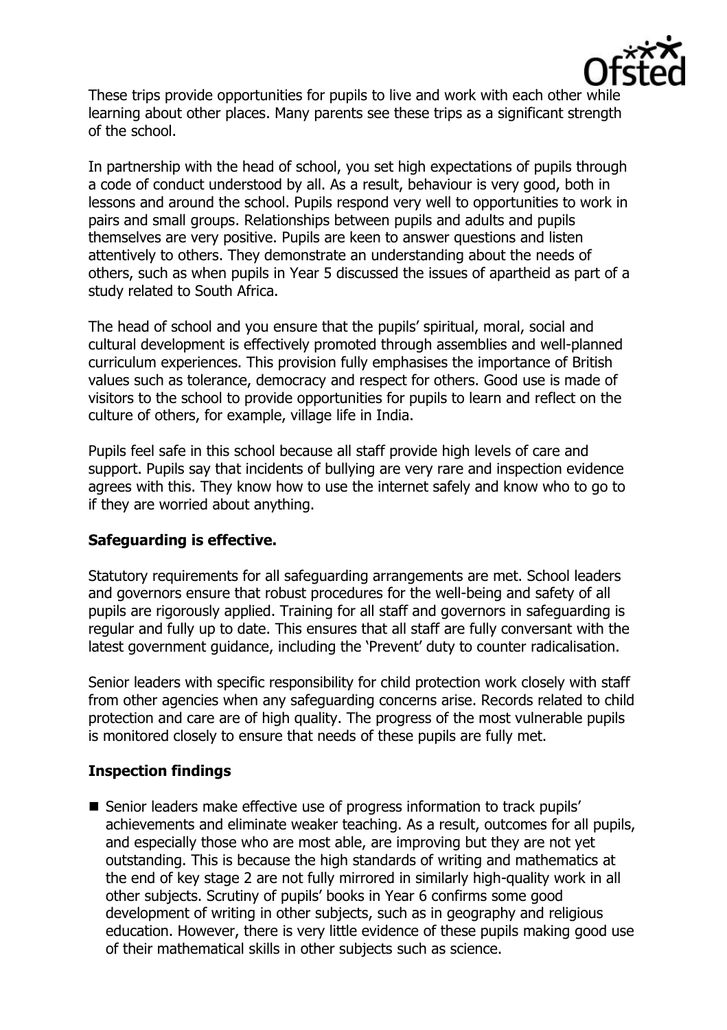These trips provide opportunities for pupils to live and work with each other while learning about other places. Many parents see these trips as a significant strength of the school.

In partnership with the head of school, you set high expectations of pupils through a code of conduct understood by all. As a result, behaviour is very good, both in lessons and around the school. Pupils respond very well to opportunities to work in pairs and small groups. Relationships between pupils and adults and pupils themselves are very positive. Pupils are keen to answer questions and listen attentively to others. They demonstrate an understanding about the needs of others, such as when pupils in Year 5 discussed the issues of apartheid as part of a study related to South Africa.

The head of school and you ensure that the pupils' spiritual, moral, social and cultural development is effectively promoted through assemblies and well-planned curriculum experiences. This provision fully emphasises the importance of British values such as tolerance, democracy and respect for others. Good use is made of visitors to the school to provide opportunities for pupils to learn and reflect on the culture of others, for example, village life in India.

Pupils feel safe in this school because all staff provide high levels of care and support. Pupils say that incidents of bullying are very rare and inspection evidence agrees with this. They know how to use the internet safely and know who to go to if they are worried about anything.

## Safeguarding is effective.

Statutory requirements for all safeguarding arrangements are met. School leaders and governors ensure that robust procedures for the well-being and safety of all pupils are rigorously applied. Training for all staff and governors in safeguarding is regular and fully up to date. This ensures that all staff are fully conversant with the latest government guidance, including the 'Prevent' duty to counter radicalisation.

Senior leaders with specific responsibility for child protection work closely with staff from other agencies when any safeguarding concerns arise. Records related to child protection and care are of high quality. The progress of the most vulnerable pupils is monitored closely to ensure that needs of these pupils are fully met.

## Inspection findings

- Senior leaders make effective use of progress information to track pupils' achievements and eliminate weaker teaching. As a result, outcomes for all pupils, and especially those who are most able, are improving but they are not yet outstanding. This is because the high standards of writing and mathematics at the end of key stage 2 are not fully mirrored in similarly high-quality work in all other subjects. Scrutiny of pupils' books in Year 6 confirms some good development of writing in other subjects, such as in geography and religious education. However, there is very little evidence of these pupils making good use of their mathematical skills in other subjects such as science.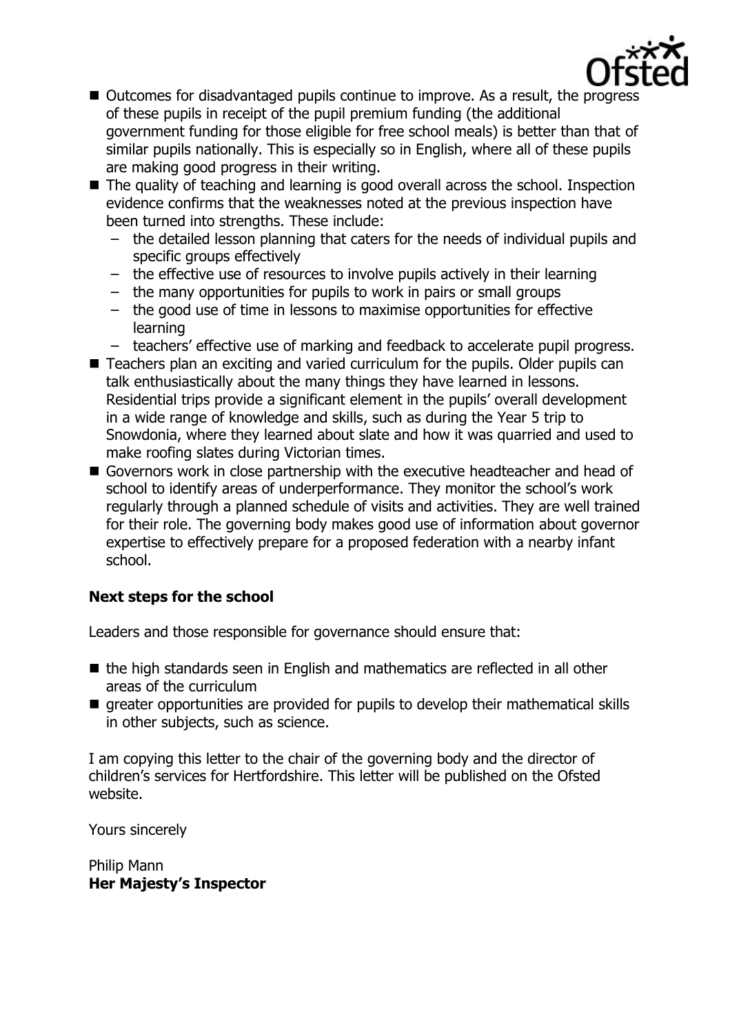- Outcomes for disadvantaged pupils continue to improve. As a result, the progress of these pupils in receipt of the pupil premium funding (the additional government funding for those eligible for free school meals) is better than that of similar pupils nationally. This is especially so in English, where all of these pupils are making good progress in their writing.
- The quality of teaching and learning is good overall across the school. Inspection evidence confirms that the weaknesses noted at the previous inspection have been turned into strengths. These include:
  - the detailed lesson planning that caters for the needs of individual pupils and specific groups effectively
  - the effective use of resources to involve pupils actively in their learning
  - the many opportunities for pupils to work in pairs or small groups
  - the good use of time in lessons to maximise opportunities for effective learning
  - teachers' effective use of marking and feedback to accelerate pupil progress.
- Teachers plan an exciting and varied curriculum for the pupils. Older pupils can talk enthusiastically about the many things they have learned in lessons. Residential trips provide a significant element in the pupils' overall development in a wide range of knowledge and skills, such as during the Year 5 trip to Snowdonia, where they learned about slate and how it was quarried and used to make roofing slates during Victorian times.
- Governors work in close partnership with the executive headteacher and head of school to identify areas of underperformance. They monitor the school's work regularly through a planned schedule of visits and activities. They are well trained for their role. The governing body makes good use of information about governor expertise to effectively prepare for a proposed federation with a nearby infant school.

## Next steps for the school

Leaders and those responsible for governance should ensure that:

- the high standards seen in English and mathematics are reflected in all other areas of the curriculum
- greater opportunities are provided for pupils to develop their mathematical skills in other subjects, such as science.

I am copying this letter to the chair of the governing body and the director of children's services for Hertfordshire. This letter will be published on the Ofsted website.

Yours sincerely

Philip Mann
**Her Majesty's Inspector**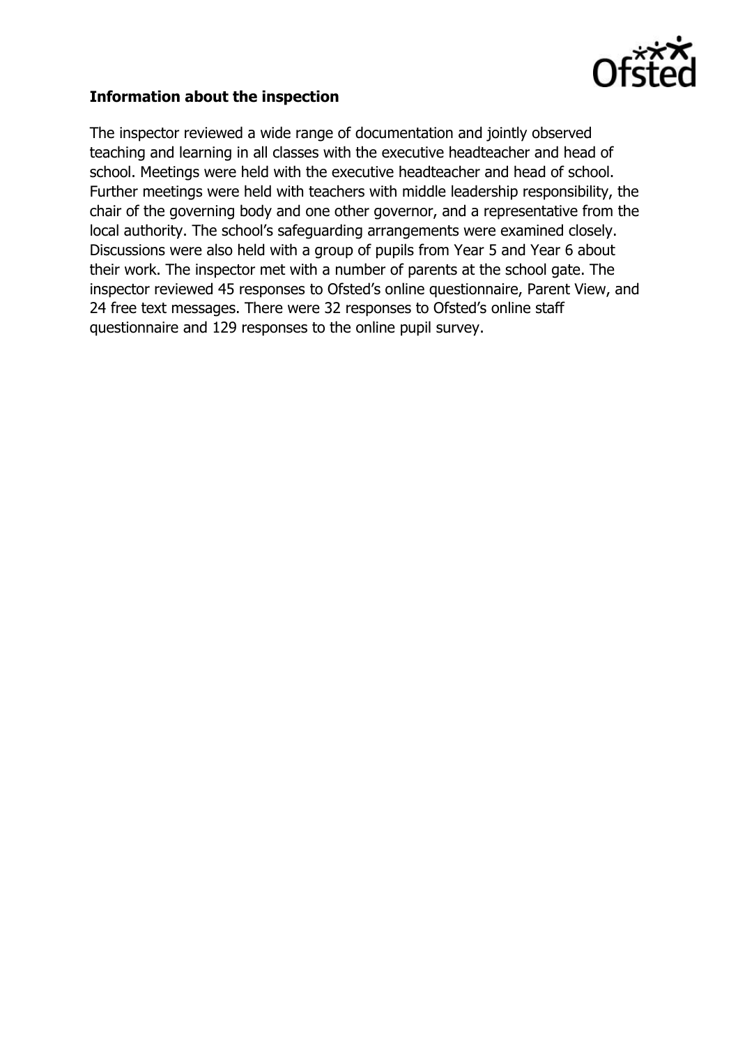**Information about the inspection**

The inspector reviewed a wide range of documentation and jointly observed teaching and learning in all classes with the executive headteacher and head of school. Meetings were held with the executive headteacher and head of school. Further meetings were held with teachers with middle leadership responsibility, the chair of the governing body and one other governor, and a representative from the local authority. The school's safeguarding arrangements were examined closely. Discussions were also held with a group of pupils from Year 5 and Year 6 about their work. The inspector met with a number of parents at the school gate. The inspector reviewed 45 responses to Ofsted's online questionnaire, Parent View, and 24 free text messages. There were 32 responses to Ofsted's online staff questionnaire and 129 responses to the online pupil survey.